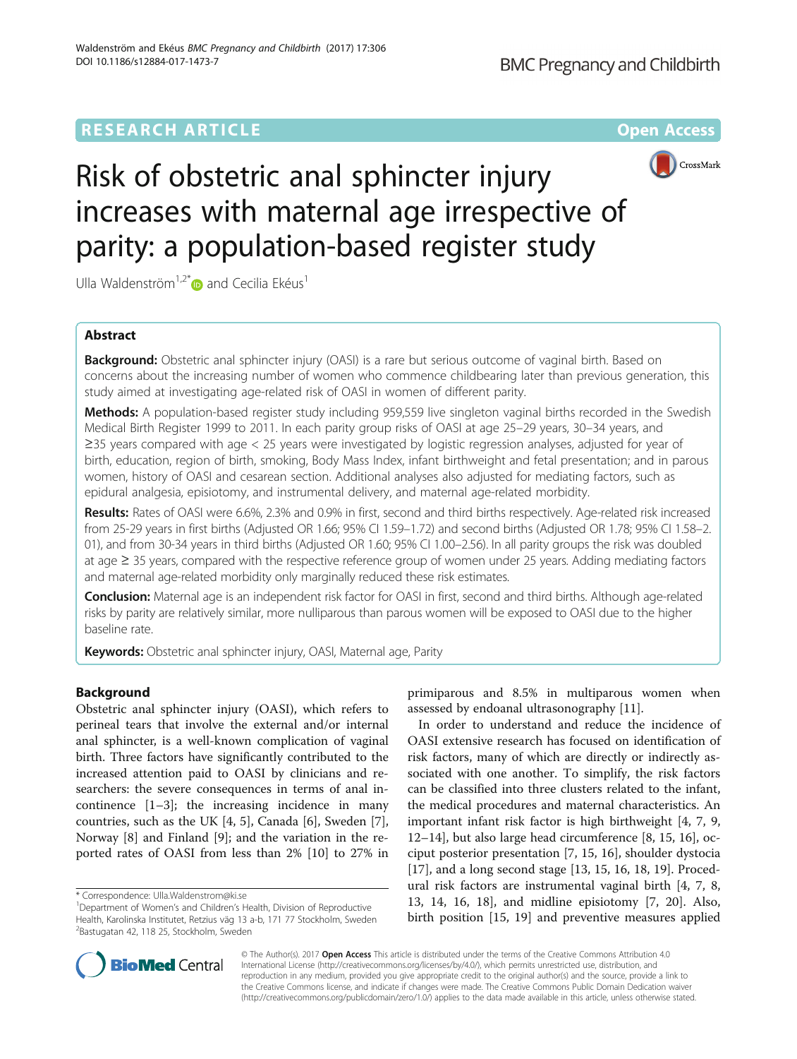# Risk of obstetric anal sphincter injury increases with maternal age irrespective of parity: a population-based register study

Ulla Waldenström[1,2*] and Cecilia Ekéus[1]

## Abstract

**Background:** Obstetric anal sphincter injury (OASI) is a rare but serious outcome of vaginal birth. Based on concerns about the increasing number of women who commence childbearing later than previous generation, this study aimed at investigating age-related risk of OASI in women of different parity.

**Methods:** A population-based register study including 959,559 live singleton vaginal births recorded in the Swedish Medical Birth Register 1999 to 2011. In each parity group risks of OASI at age 25–29 years, 30–34 years, and ≥35 years compared with age < 25 years were investigated by logistic regression analyses, adjusted for year of birth, education, region of birth, smoking, Body Mass Index, infant birthweight and fetal presentation; and in parous women, history of OASI and cesarean section. Additional analyses also adjusted for mediating factors, such as epidural analgesia, episiotomy, and instrumental delivery, and maternal age-related morbidity.

**Results:** Rates of OASI were 6.6%, 2.3% and 0.9% in first, second and third births respectively. Age-related risk increased from 25-29 years in first births (Adjusted OR 1.66; 95% CI 1.59–1.72) and second births (Adjusted OR 1.78; 95% CI 1.58–2.01), and from 30-34 years in third births (Adjusted OR 1.60; 95% CI 1.00–2.56). In all parity groups the risk was doubled at age ≥ 35 years, compared with the respective reference group of women under 25 years. Adding mediating factors and maternal age-related morbidity only marginally reduced these risk estimates.

**Conclusion:** Maternal age is an independent risk factor for OASI in first, second and third births. Although age-related risks by parity are relatively similar, more nulliparous than parous women will be exposed to OASI due to the higher baseline rate.

**Keywords:** Obstetric anal sphincter injury, OASI, Maternal age, Parity

## Background

Obstetric anal sphincter injury (OASI), which refers to perineal tears that involve the external and/or internal anal sphincter, is a well-known complication of vaginal birth. Three factors have significantly contributed to the increased attention paid to OASI by clinicians and researchers: the severe consequences in terms of anal incontinence [1–3]; the increasing incidence in many countries, such as the UK [4, 5], Canada [6], Sweden [7], Norway [8] and Finland [9]; and the variation in the reported rates of OASI from less than 2% [10] to 27% in primiparous and 8.5% in multiparous women when assessed by endoanal ultrasonography [11].

In order to understand and reduce the incidence of OASI extensive research has focused on identification of risk factors, many of which are directly or indirectly associated with one another. To simplify, the risk factors can be classified into three clusters related to the infant, the medical procedures and maternal characteristics. An important infant risk factor is high birthweight [4, 7, 9, 12–14], but also large head circumference [8, 15, 16], occiput posterior presentation [7, 15, 16], shoulder dystocia [17], and a long second stage [13, 15, 16, 18, 19]. Procedural risk factors are instrumental vaginal birth [4, 7, 8, 13, 14, 16, 18], and midline episiotomy [7, 20]. Also, birth position [15, 19] and preventive measures applied

\* Correspondence: Ulla.Waldenstrom@ki.se
[1]Department of Women's and Children's Health, Division of Reproductive Health, Karolinska Institutet, Retzius väg 13 a-b, 171 77 Stockholm, Sweden
[2]Bastugatan 42, 118 25, Stockholm, Sweden

© The Author(s). 2017 **Open Access** This article is distributed under the terms of the Creative Commons Attribution 4.0 International License (http://creativecommons.org/licenses/by/4.0/), which permits unrestricted use, distribution, and reproduction in any medium, provided you give appropriate credit to the original author(s) and the source, provide a link to the Creative Commons license, and indicate if changes were made. The Creative Commons Public Domain Dedication waiver (http://creativecommons.org/publicdomain/zero/1.0/) applies to the data made available in this article, unless otherwise stated.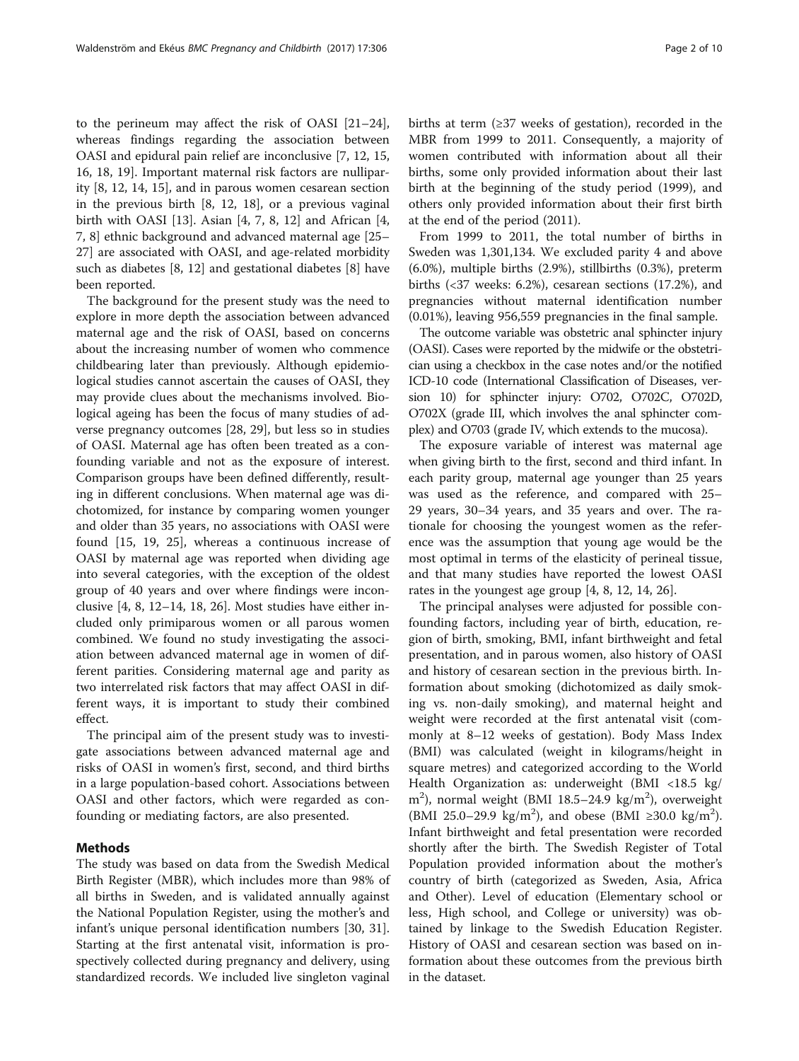to the perineum may affect the risk of OASI [21–24], whereas findings regarding the association between OASI and epidural pain relief are inconclusive [7, 12, 15, 16, 18, 19]. Important maternal risk factors are nulliparity [8, 12, 14, 15], and in parous women cesarean section in the previous birth [8, 12, 18], or a previous vaginal birth with OASI [13]. Asian [4, 7, 8, 12] and African [4, 7, 8] ethnic background and advanced maternal age [25–27] are associated with OASI, and age-related morbidity such as diabetes [8, 12] and gestational diabetes [8] have been reported.

The background for the present study was the need to explore in more depth the association between advanced maternal age and the risk of OASI, based on concerns about the increasing number of women who commence childbearing later than previously. Although epidemiological studies cannot ascertain the causes of OASI, they may provide clues about the mechanisms involved. Biological ageing has been the focus of many studies of adverse pregnancy outcomes [28, 29], but less so in studies of OASI. Maternal age has often been treated as a confounding variable and not as the exposure of interest. Comparison groups have been defined differently, resulting in different conclusions. When maternal age was dichotomized, for instance by comparing women younger and older than 35 years, no associations with OASI were found [15, 19, 25], whereas a continuous increase of OASI by maternal age was reported when dividing age into several categories, with the exception of the oldest group of 40 years and over where findings were inconclusive [4, 8, 12–14, 18, 26]. Most studies have either included only primiparous women or all parous women combined. We found no study investigating the association between advanced maternal age in women of different parities. Considering maternal age and parity as two interrelated risk factors that may affect OASI in different ways, it is important to study their combined effect.

The principal aim of the present study was to investigate associations between advanced maternal age and risks of OASI in women's first, second, and third births in a large population-based cohort. Associations between OASI and other factors, which were regarded as confounding or mediating factors, are also presented.

## Methods

The study was based on data from the Swedish Medical Birth Register (MBR), which includes more than 98% of all births in Sweden, and is validated annually against the National Population Register, using the mother's and infant's unique personal identification numbers [30, 31]. Starting at the first antenatal visit, information is prospectively collected during pregnancy and delivery, using standardized records. We included live singleton vaginal births at term (≥37 weeks of gestation), recorded in the MBR from 1999 to 2011. Consequently, a majority of women contributed with information about all their births, some only provided information about their last birth at the beginning of the study period (1999), and others only provided information about their first birth at the end of the period (2011).

From 1999 to 2011, the total number of births in Sweden was 1,301,134. We excluded parity 4 and above (6.0%), multiple births (2.9%), stillbirths (0.3%), preterm births (<37 weeks: 6.2%), cesarean sections (17.2%), and pregnancies without maternal identification number (0.01%), leaving 956,559 pregnancies in the final sample.

The outcome variable was obstetric anal sphincter injury (OASI). Cases were reported by the midwife or the obstetrician using a checkbox in the case notes and/or the notified ICD-10 code (International Classification of Diseases, version 10) for sphincter injury: O702, O702C, O702D, O702X (grade III, which involves the anal sphincter complex) and O703 (grade IV, which extends to the mucosa).

The exposure variable of interest was maternal age when giving birth to the first, second and third infant. In each parity group, maternal age younger than 25 years was used as the reference, and compared with 25–29 years, 30–34 years, and 35 years and over. The rationale for choosing the youngest women as the reference was the assumption that young age would be the most optimal in terms of the elasticity of perineal tissue, and that many studies have reported the lowest OASI rates in the youngest age group [4, 8, 12, 14, 26].

The principal analyses were adjusted for possible confounding factors, including year of birth, education, region of birth, smoking, BMI, infant birthweight and fetal presentation, and in parous women, also history of OASI and history of cesarean section in the previous birth. Information about smoking (dichotomized as daily smoking vs. non-daily smoking), and maternal height and weight were recorded at the first antenatal visit (commonly at 8–12 weeks of gestation). Body Mass Index (BMI) was calculated (weight in kilograms/height in square metres) and categorized according to the World Health Organization as: underweight (BMI <18.5 kg/m$^2$), normal weight (BMI 18.5–24.9 kg/m$^2$), overweight (BMI 25.0–29.9 kg/m$^2$), and obese (BMI ≥30.0 kg/m$^2$). Infant birthweight and fetal presentation were recorded shortly after the birth. The Swedish Register of Total Population provided information about the mother's country of birth (categorized as Sweden, Asia, Africa and Other). Level of education (Elementary school or less, High school, and College or university) was obtained by linkage to the Swedish Education Register. History of OASI and cesarean section was based on information about these outcomes from the previous birth in the dataset.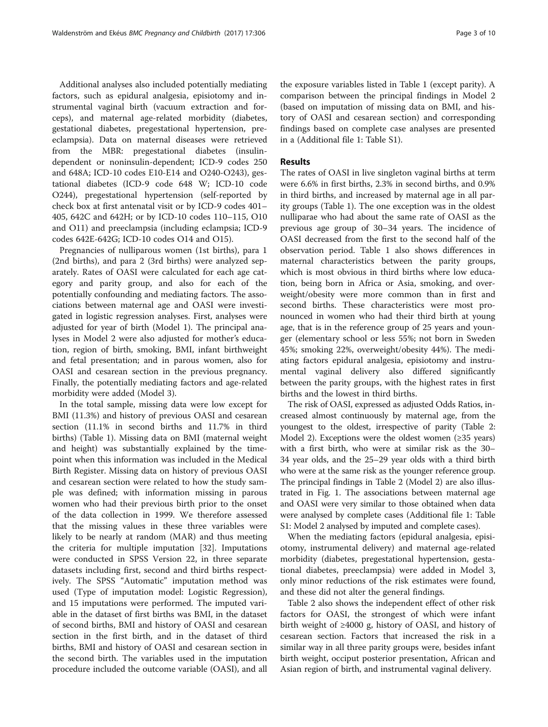Additional analyses also included potentially mediating factors, such as epidural analgesia, episiotomy and instrumental vaginal birth (vacuum extraction and forceps), and maternal age-related morbidity (diabetes, gestational diabetes, pregestational hypertension, preeclampsia). Data on maternal diseases were retrieved from the MBR: pregestational diabetes (insulin-dependent or noninsulin-dependent; ICD-9 codes 250 and 648A; ICD-10 codes E10-E14 and O240-O243), gestational diabetes (ICD-9 code 648 W; ICD-10 code O244), pregestational hypertension (self-reported by check box at first antenatal visit or by ICD-9 codes 401–405, 642C and 642H; or by ICD-10 codes 110–115, O10 and O11) and preeclampsia (including eclampsia; ICD-9 codes 642E-642G; ICD-10 codes O14 and O15).

Pregnancies of nulliparous women (1st births), para 1 (2nd births), and para 2 (3rd births) were analyzed separately. Rates of OASI were calculated for each age category and parity group, and also for each of the potentially confounding and mediating factors. The associations between maternal age and OASI were investigated in logistic regression analyses. First, analyses were adjusted for year of birth (Model 1). The principal analyses in Model 2 were also adjusted for mother's education, region of birth, smoking, BMI, infant birthweight and fetal presentation; and in parous women, also for OASI and cesarean section in the previous pregnancy. Finally, the potentially mediating factors and age-related morbidity were added (Model 3).

In the total sample, missing data were low except for BMI (11.3%) and history of previous OASI and cesarean section (11.1% in second births and 11.7% in third births) (Table 1). Missing data on BMI (maternal weight and height) was substantially explained by the time-point when this information was included in the Medical Birth Register. Missing data on history of previous OASI and cesarean section were related to how the study sample was defined; with information missing in parous women who had their previous birth prior to the onset of the data collection in 1999. We therefore assessed that the missing values in these three variables were likely to be nearly at random (MAR) and thus meeting the criteria for multiple imputation [32]. Imputations were conducted in SPSS Version 22, in three separate datasets including first, second and third births respectively. The SPSS "Automatic" imputation method was used (Type of imputation model: Logistic Regression), and 15 imputations were performed. The imputed variable in the dataset of first births was BMI, in the dataset of second births, BMI and history of OASI and cesarean section in the first birth, and in the dataset of third births, BMI and history of OASI and cesarean section in the second birth. The variables used in the imputation procedure included the outcome variable (OASI), and all the exposure variables listed in Table 1 (except parity). A comparison between the principal findings in Model 2 (based on imputation of missing data on BMI, and history of OASI and cesarean section) and corresponding findings based on complete case analyses are presented in a (Additional file 1: Table S1).

## Results

The rates of OASI in live singleton vaginal births at term were 6.6% in first births, 2.3% in second births, and 0.9% in third births, and increased by maternal age in all parity groups (Table 1). The one exception was in the oldest nulliparae who had about the same rate of OASI as the previous age group of 30–34 years. The incidence of OASI decreased from the first to the second half of the observation period. Table 1 also shows differences in maternal characteristics between the parity groups, which is most obvious in third births where low education, being born in Africa or Asia, smoking, and overweight/obesity were more common than in first and second births. These characteristics were most pronounced in women who had their third birth at young age, that is in the reference group of 25 years and younger (elementary school or less 55%; not born in Sweden 45%; smoking 22%, overweight/obesity 44%). The mediating factors epidural analgesia, episiotomy and instrumental vaginal delivery also differed significantly between the parity groups, with the highest rates in first births and the lowest in third births.

The risk of OASI, expressed as adjusted Odds Ratios, increased almost continuously by maternal age, from the youngest to the oldest, irrespective of parity (Table 2: Model 2). Exceptions were the oldest women (≥35 years) with a first birth, who were at similar risk as the 30–34 year olds, and the 25–29 year olds with a third birth who were at the same risk as the younger reference group. The principal findings in Table 2 (Model 2) are also illustrated in Fig. 1. The associations between maternal age and OASI were very similar to those obtained when data were analysed by complete cases (Additional file 1: Table S1: Model 2 analysed by imputed and complete cases).

When the mediating factors (epidural analgesia, episiotomy, instrumental delivery) and maternal age-related morbidity (diabetes, pregestational hypertension, gestational diabetes, preeclampsia) were added in Model 3, only minor reductions of the risk estimates were found, and these did not alter the general findings.

Table 2 also shows the independent effect of other risk factors for OASI, the strongest of which were infant birth weight of ≥4000 g, history of OASI, and history of cesarean section. Factors that increased the risk in a similar way in all three parity groups were, besides infant birth weight, occiput posterior presentation, African and Asian region of birth, and instrumental vaginal delivery.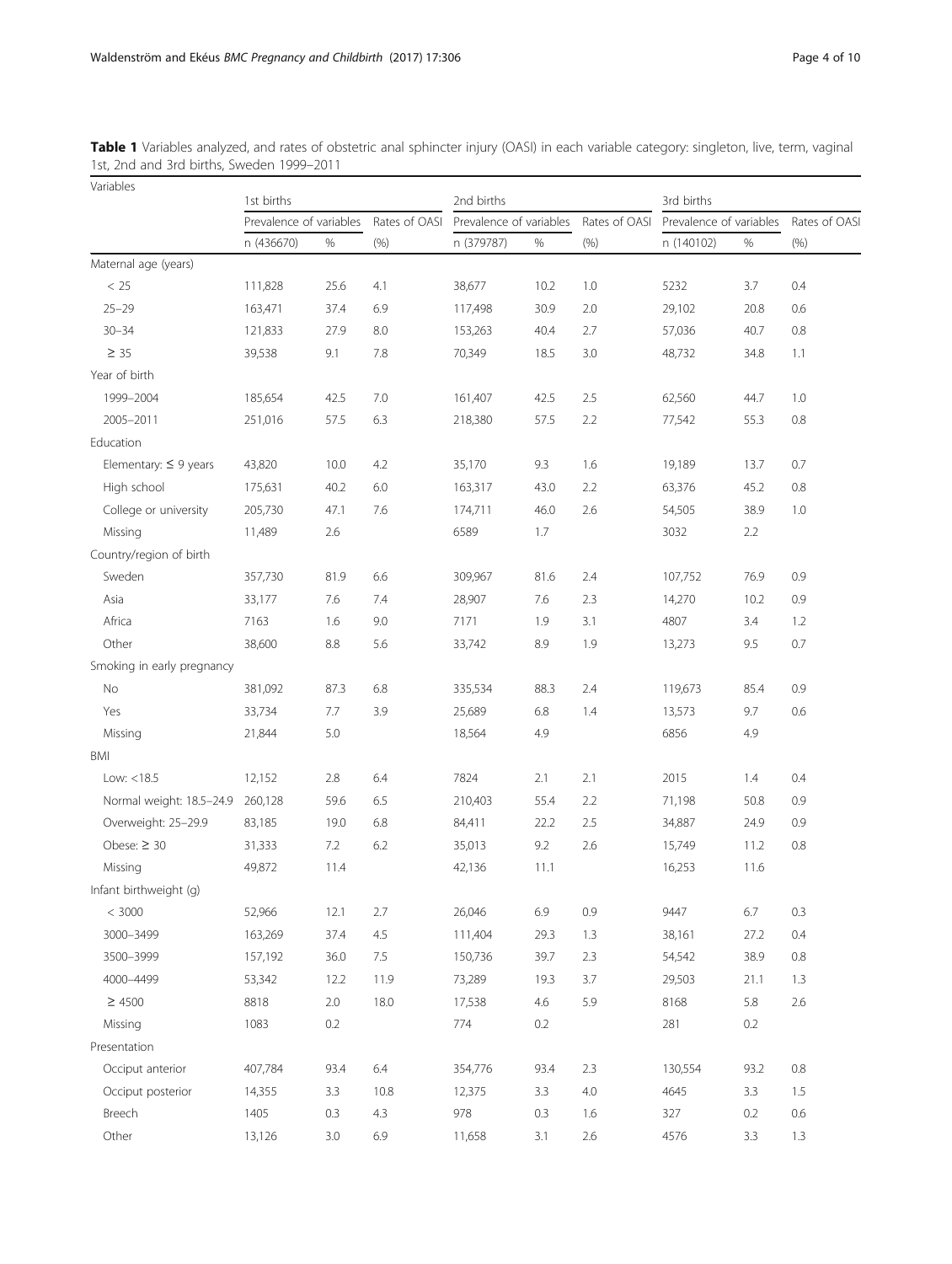**Table 1** Variables analyzed, and rates of obstetric anal sphincter injury (OASI) in each variable category: singleton, live, term, vaginal 1st, 2nd and 3rd births, Sweden 1999–2011

| Variables | 1st births | | | 2nd births | | | 3rd births | | |
|---|---|---|---|---|---|---|---|---|---|
| | Prevalence of variables | | Rates of OASI | Prevalence of variables | | Rates of OASI | Prevalence of variables | | Rates of OASI |
| | n (436670) | % | (%) | n (379787) | % | (%) | n (140102) | % | (%) |
| Maternal age (years) | | | | | | | | | |
| < 25 | 111,828 | 25.6 | 4.1 | 38,677 | 10.2 | 1.0 | 5232 | 3.7 | 0.4 |
| 25–29 | 163,471 | 37.4 | 6.9 | 117,498 | 30.9 | 2.0 | 29,102 | 20.8 | 0.6 |
| 30–34 | 121,833 | 27.9 | 8.0 | 153,263 | 40.4 | 2.7 | 57,036 | 40.7 | 0.8 |
| ≥ 35 | 39,538 | 9.1 | 7.8 | 70,349 | 18.5 | 3.0 | 48,732 | 34.8 | 1.1 |
| Year of birth | | | | | | | | | |
| 1999–2004 | 185,654 | 42.5 | 7.0 | 161,407 | 42.5 | 2.5 | 62,560 | 44.7 | 1.0 |
| 2005–2011 | 251,016 | 57.5 | 6.3 | 218,380 | 57.5 | 2.2 | 77,542 | 55.3 | 0.8 |
| Education | | | | | | | | | |
| Elementary: ≤ 9 years | 43,820 | 10.0 | 4.2 | 35,170 | 9.3 | 1.6 | 19,189 | 13.7 | 0.7 |
| High school | 175,631 | 40.2 | 6.0 | 163,317 | 43.0 | 2.2 | 63,376 | 45.2 | 0.8 |
| College or university | 205,730 | 47.1 | 7.6 | 174,711 | 46.0 | 2.6 | 54,505 | 38.9 | 1.0 |
| Missing | 11,489 | 2.6 | | 6589 | 1.7 | | 3032 | 2.2 | |
| Country/region of birth | | | | | | | | | |
| Sweden | 357,730 | 81.9 | 6.6 | 309,967 | 81.6 | 2.4 | 107,752 | 76.9 | 0.9 |
| Asia | 33,177 | 7.6 | 7.4 | 28,907 | 7.6 | 2.3 | 14,270 | 10.2 | 0.9 |
| Africa | 7163 | 1.6 | 9.0 | 7171 | 1.9 | 3.1 | 4807 | 3.4 | 1.2 |
| Other | 38,600 | 8.8 | 5.6 | 33,742 | 8.9 | 1.9 | 13,273 | 9.5 | 0.7 |
| Smoking in early pregnancy | | | | | | | | | |
| No | 381,092 | 87.3 | 6.8 | 335,534 | 88.3 | 2.4 | 119,673 | 85.4 | 0.9 |
| Yes | 33,734 | 7.7 | 3.9 | 25,689 | 6.8 | 1.4 | 13,573 | 9.7 | 0.6 |
| Missing | 21,844 | 5.0 | | 18,564 | 4.9 | | 6856 | 4.9 | |
| BMI | | | | | | | | | |
| Low: <18.5 | 12,152 | 2.8 | 6.4 | 7824 | 2.1 | 2.1 | 2015 | 1.4 | 0.4 |
| Normal weight: 18.5–24.9 | 260,128 | 59.6 | 6.5 | 210,403 | 55.4 | 2.2 | 71,198 | 50.8 | 0.9 |
| Overweight: 25–29.9 | 83,185 | 19.0 | 6.8 | 84,411 | 22.2 | 2.5 | 34,887 | 24.9 | 0.9 |
| Obese: ≥ 30 | 31,333 | 7.2 | 6.2 | 35,013 | 9.2 | 2.6 | 15,749 | 11.2 | 0.8 |
| Missing | 49,872 | 11.4 | | 42,136 | 11.1 | | 16,253 | 11.6 | |
| Infant birthweight (g) | | | | | | | | | |
| < 3000 | 52,966 | 12.1 | 2.7 | 26,046 | 6.9 | 0.9 | 9447 | 6.7 | 0.3 |
| 3000–3499 | 163,269 | 37.4 | 4.5 | 111,404 | 29.3 | 1.3 | 38,161 | 27.2 | 0.4 |
| 3500–3999 | 157,192 | 36.0 | 7.5 | 150,736 | 39.7 | 2.3 | 54,542 | 38.9 | 0.8 |
| 4000–4499 | 53,342 | 12.2 | 11.9 | 73,289 | 19.3 | 3.7 | 29,503 | 21.1 | 1.3 |
| ≥ 4500 | 8818 | 2.0 | 18.0 | 17,538 | 4.6 | 5.9 | 8168 | 5.8 | 2.6 |
| Missing | 1083 | 0.2 | | 774 | 0.2 | | 281 | 0.2 | |
| Presentation | | | | | | | | | |
| Occiput anterior | 407,784 | 93.4 | 6.4 | 354,776 | 93.4 | 2.3 | 130,554 | 93.2 | 0.8 |
| Occiput posterior | 14,355 | 3.3 | 10.8 | 12,375 | 3.3 | 4.0 | 4645 | 3.3 | 1.5 |
| Breech | 1405 | 0.3 | 4.3 | 978 | 0.3 | 1.6 | 327 | 0.2 | 0.6 |
| Other | 13,126 | 3.0 | 6.9 | 11,658 | 3.1 | 2.6 | 4576 | 3.3 | 1.3 |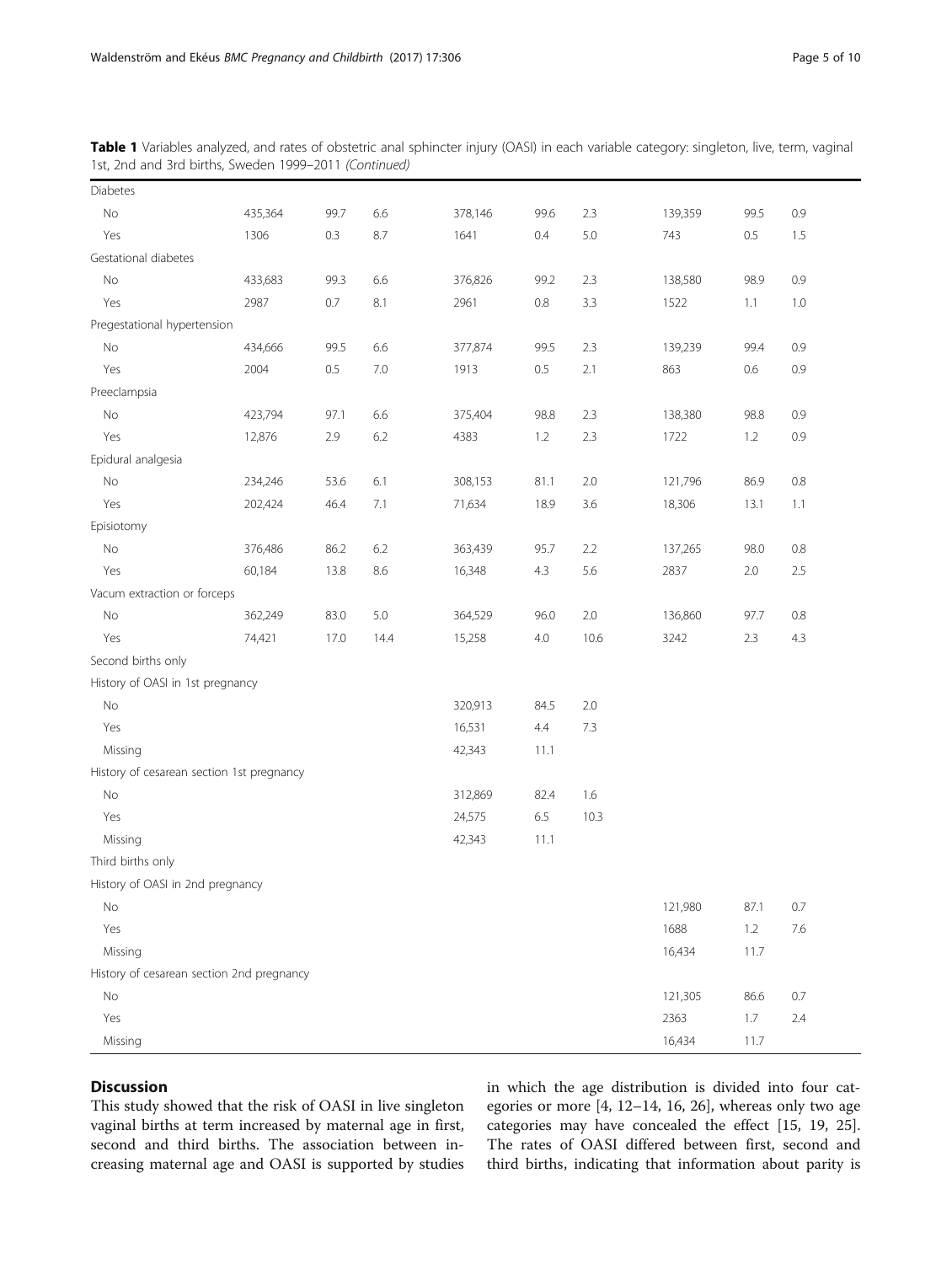**Table 1** Variables analyzed, and rates of obstetric anal sphincter injury (OASI) in each variable category: singleton, live, term, vaginal 1st, 2nd and 3rd births, Sweden 1999–2011 *(Continued)*

| | | | | | | | | | |
|---|---|---|---|---|---|---|---|---|---|
| Diabetes | | | | | | | | | |
| No | 435,364 | 99.7 | 6.6 | 378,146 | 99.6 | 2.3 | 139,359 | 99.5 | 0.9 |
| Yes | 1306 | 0.3 | 8.7 | 1641 | 0.4 | 5.0 | 743 | 0.5 | 1.5 |
| Gestational diabetes | | | | | | | | | |
| No | 433,683 | 99.3 | 6.6 | 376,826 | 99.2 | 2.3 | 138,580 | 98.9 | 0.9 |
| Yes | 2987 | 0.7 | 8.1 | 2961 | 0.8 | 3.3 | 1522 | 1.1 | 1.0 |
| Pregestational hypertension | | | | | | | | | |
| No | 434,666 | 99.5 | 6.6 | 377,874 | 99.5 | 2.3 | 139,239 | 99.4 | 0.9 |
| Yes | 2004 | 0.5 | 7.0 | 1913 | 0.5 | 2.1 | 863 | 0.6 | 0.9 |
| Preeclampsia | | | | | | | | | |
| No | 423,794 | 97.1 | 6.6 | 375,404 | 98.8 | 2.3 | 138,380 | 98.8 | 0.9 |
| Yes | 12,876 | 2.9 | 6.2 | 4383 | 1.2 | 2.3 | 1722 | 1.2 | 0.9 |
| Epidural analgesia | | | | | | | | | |
| No | 234,246 | 53.6 | 6.1 | 308,153 | 81.1 | 2.0 | 121,796 | 86.9 | 0.8 |
| Yes | 202,424 | 46.4 | 7.1 | 71,634 | 18.9 | 3.6 | 18,306 | 13.1 | 1.1 |
| Episiotomy | | | | | | | | | |
| No | 376,486 | 86.2 | 6.2 | 363,439 | 95.7 | 2.2 | 137,265 | 98.0 | 0.8 |
| Yes | 60,184 | 13.8 | 8.6 | 16,348 | 4.3 | 5.6 | 2837 | 2.0 | 2.5 |
| Vacum extraction or forceps | | | | | | | | | |
| No | 362,249 | 83.0 | 5.0 | 364,529 | 96.0 | 2.0 | 136,860 | 97.7 | 0.8 |
| Yes | 74,421 | 17.0 | 14.4 | 15,258 | 4.0 | 10.6 | 3242 | 2.3 | 4.3 |
| Second births only | | | | | | | | | |
| History of OASI in 1st pregnancy | | | | | | | | | |
| No | | | | 320,913 | 84.5 | 2.0 | | | |
| Yes | | | | 16,531 | 4.4 | 7.3 | | | |
| Missing | | | | 42,343 | 11.1 | | | | |
| History of cesarean section 1st pregnancy | | | | | | | | | |
| No | | | | 312,869 | 82.4 | 1.6 | | | |
| Yes | | | | 24,575 | 6.5 | 10.3 | | | |
| Missing | | | | 42,343 | 11.1 | | | | |
| Third births only | | | | | | | | | |
| History of OASI in 2nd pregnancy | | | | | | | | | |
| No | | | | | | | 121,980 | 87.1 | 0.7 |
| Yes | | | | | | | 1688 | 1.2 | 7.6 |
| Missing | | | | | | | 16,434 | 11.7 | |
| History of cesarean section 2nd pregnancy | | | | | | | | | |
| No | | | | | | | 121,305 | 86.6 | 0.7 |
| Yes | | | | | | | 2363 | 1.7 | 2.4 |
| Missing | | | | | | | 16,434 | 11.7 | |

## Discussion

This study showed that the risk of OASI in live singleton vaginal births at term increased by maternal age in first, second and third births. The association between increasing maternal age and OASI is supported by studies in which the age distribution is divided into four categories or more [4, 12–14, 16, 26], whereas only two age categories may have concealed the effect [15, 19, 25]. The rates of OASI differed between first, second and third births, indicating that information about parity is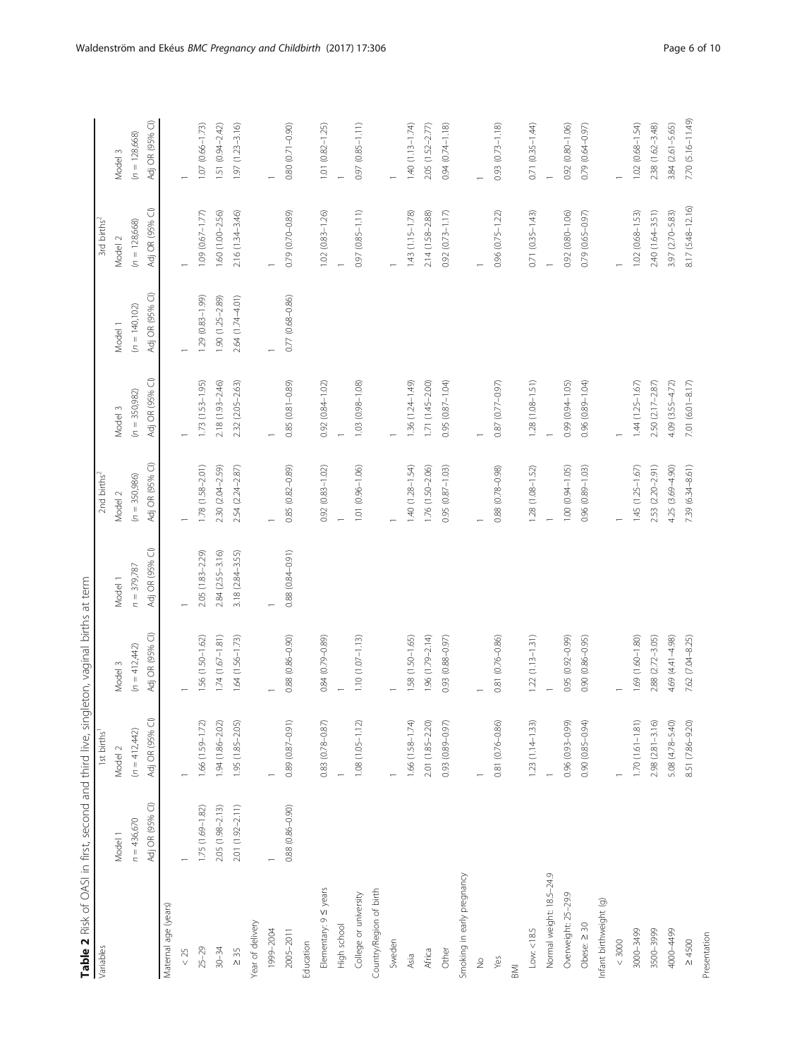**Table 2** Risk of OASI in first, second and third live, singleton, vaginal births at term

| Variables | 1st births[1] | | | 2nd births[2] | | | 3rd births[2] | | |
|---|---|---|---|---|---|---|---|---|---|
| | Model 1 | Model 2 | Model 3 | Model 1 | Model 2 | Model 3 | Model 1 | Model 2 | Model 3 |
| | n = 436,670 | (n = 412,442) | (n = 412,442) | n = 379,787 | (n = 350,986) | (n = 350,982) | (n = 140,102) | (n = 128,668) | (n = 128,668) |
| | Adj OR (95% CI) | Adj OR (95% CI) | Adj OR (95% CI) | Adj OR (95% CI) | Adj OR (95% CI) | Adj OR (95% CI) | Adj OR (95% CI) | Adj OR (95% CI) | Adj OR (95% CI) |
| Maternal age (years) | | | | | | | | | |
| < 25 | 1 | 1 | 1 | 1 | 1 | 1 | 1 | 1 | 1 |
| 25–29 | 1.75 (1.69–1.82) | 1.66 (1.59–1.72) | 1.56 (1.50–1.62) | 2.05 (1.83–2.29) | 1.78 (1.58–2.01) | 1.73 (1.53–1.95) | 1.29 (0.83–1.99) | 1.09 (0.67–1.77) | 1.07 (0.66–1.73) |
| 30–34 | 2.05 (1.98–2.13) | 1.94 (1.86–2.02) | 1.74 (1.67–1.81) | 2.84 (2.55–3.16) | 2.30 (2.04–2.59) | 2.18 (1.93–2.46) | 1.90 (1.25–2.89) | 1.60 (1.00–2.56) | 1.51 (0.94–2.42) |
| ≥ 35 | 2.01 (1.92–2.11) | 1.95 (1.85–2.05) | 1.64 (1.56–1.73) | 3.18 (2.84–3.55) | 2.54 (2.24–2.87) | 2.32 (2.05–2.63) | 2.64 (1.74–4.01) | 2.16 (1.34–3.46) | 1.97 (1.23–3.16) |
| Year of delivery | | | | | | | | | |
| 1999–2004 | 1 | 1 | 1 | 1 | 1 | 1 | 1 | 1 | 1 |
| 2005–2011 | 0.88 (0.86–0.90) | 0.89 (0.87–0.91) | 0.88 (0.86–0.90) | 0.88 (0.84–0.91) | 0.85 (0.82–0.89) | 0.85 (0.81–0.89) | 0.77 (0.68–0.86) | 0.79 (0.70–0.89) | 0.80 (0.71–0.90) |
| Education | | | | | | | | | |
| Elementary: 9 ≤ years | | 0.83 (0.78–0.87) | 0.84 (0.79–0.89) | | 0.92 (0.83–1.02) | 0.92 (0.84–1.02) | | 1.02 (0.83–1.26) | 1.01 (0.82–1.25) |
| High school | | 1 | 1 | | 1 | 1 | | 1 | 1 |
| College or university | | 1.08 (1.05–1.12) | 1.10 (1.07–1.13) | | 1.01 (0.96–1.06) | 1.03 (0.98–1.08) | | 0.97 (0.85–1.11) | 0.97 (0.85–1.11) |
| Country/Region of birth | | | | | | | | | |
| Sweden | | 1 | 1 | | 1 | 1 | | 1 | 1 |
| Asia | | 1.66 (1.58–1.74) | 1.58 (1.50–1.65) | | 1.40 (1.28–1.54) | 1.36 (1.24–1.49) | | 1.43 (1.15–1.78) | 1.40 (1.13–1.74) |
| Africa | | 2.01 (1.85–2.20) | 1.96 (1.79–2.14) | | 1.76 (1.50–2.06) | 1.71 (1.45–2.00) | | 2.14 (1.58–2.88) | 2.05 (1.52–2.77) |
| Other | | 0.93 (0.89–0.97) | 0.93 (0.88–0.97) | | 0.95 (0.87–1.03) | 0.95 (0.87–1.04) | | 0.92 (0.73–1.17) | 0.94 (0.74–1.18) |
| Smoking in early pregnancy | | | | | | | | | |
| No | | 1 | 1 | | 1 | 1 | | 1 | 1 |
| Yes | | 0.81 (0.76–0.86) | 0.81 (0.76–0.86) | | 0.88 (0.78–0.98) | 0.87 (0.77–0.97) | | 0.96 (0.75–1.22) | 0.93 (0.73–1.18) |
| BMI | | | | | | | | | |
| Low: <18.5 | | 1.23 (1.14–1.33) | 1.22 (1.13–1.31) | | 1.28 (1.08–1.52) | 1.28 (1.08–1.51) | | 0.71 (0.35–1.43) | 0.71 (0.35–1.44) |
| Normal weight: 18.5–24.9 | | 1 | 1 | | 1 | 1 | | 1 | 1 |
| Overweight: 25–29.9 | | 0.96 (0.93–0.99) | 0.95 (0.92–0.99) | | 1.00 (0.94–1.05) | 0.99 (0.94–1.05) | | 0.92 (0.80–1.06) | 0.92 (0.80–1.06) |
| Obese: ≥ 30 | | 0.90 (0.85–0.94) | 0.90 (0.86–0.95) | | 0.96 (0.89–1.03) | 0.96 (0.89–1.04) | | 0.79 (0.65–0.97) | 0.79 (0.64–0.97) |
| Infant birthweight (g) | | | | | | | | | |
| < 3000 | | 1 | 1 | | 1 | 1 | | 1 | 1 |
| 3000–3499 | | 1.70 (1.61–1.81) | 1.69 (1.60–1.80) | | 1.45 (1.25–1.67) | 1.44 (1.25–1.67) | | 1.02 (0.68–1.53) | 1.02 (0.68–1.54) |
| 3500–3999 | | 2.98 (2.81–3.16) | 2.88 (2.72–3.05) | | 2.53 (2.20–2.91) | 2.50 (2.17–2.87) | | 2.40 (1.64–3.51) | 2.38 (1.62–3.48) |
| 4000–4499 | | 5.08 (4.78–5.40) | 4.69 (4.41–4.98) | | 4.25 (3.69–4.90) | 4.09 (3.55–4.72) | | 3.97 (2.70–5.83) | 3.84 (2.61–5.65) |
| ≥ 4500 | | 8.51 (7.86–9.20) | 7.62 (7.04–8.25) | | 7.39 (6.34–8.61) | 7.01 (6.01–8.17) | | 8.17 (5.48–12.16) | 7.70 (5.16–11.49) |
| Presentation | | | | | | | | | |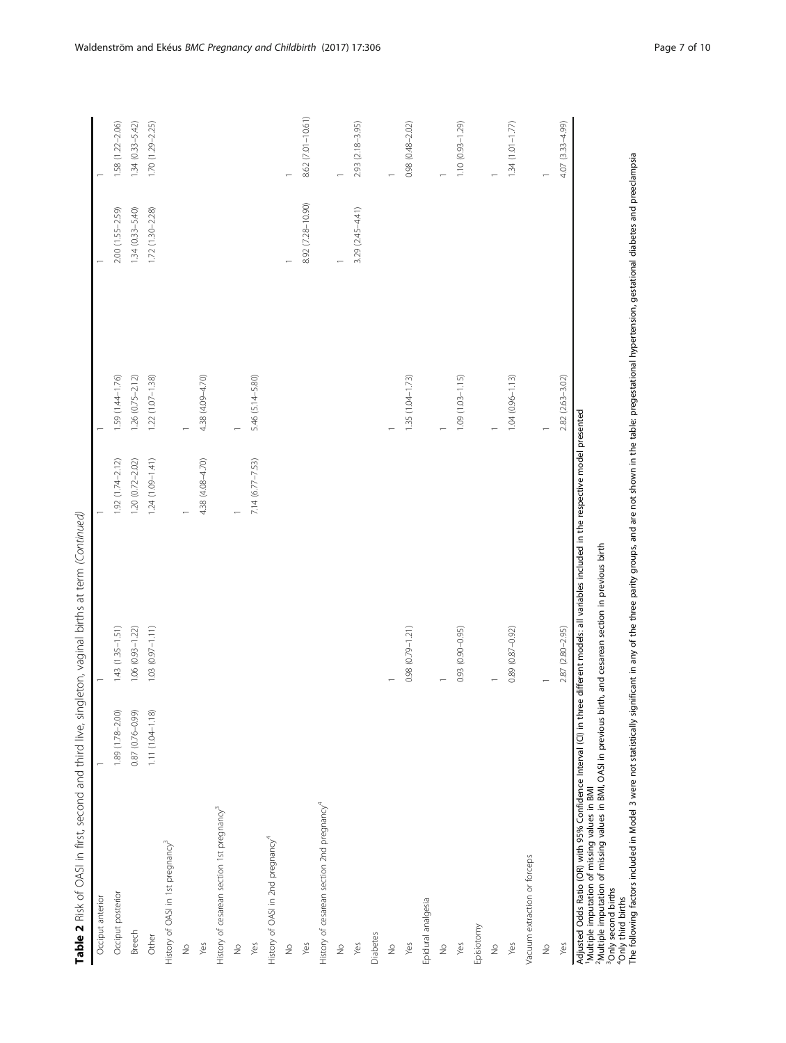**Table 2** Risk of OASI in first, second and third live, singleton, vaginal births at term *(Continued)*

| | | | | | | |
|---|---|---|---|---|---|---|
| Occiput anterior | 1 | 1 | 1 | 1 | 1 | 1 |
| Occiput posterior | 1.89 (1.78–2.00) | 1.43 (1.35–1.51) | 1.92 (1.74–2.12) | 1.59 (1.44–1.76) | 2.00 (1.55–2.59) | 1.58 (1.22–2.06) |
| Breech | 0.87 (0.76–0.99) | 1.06 (0.93–1.22) | 1.20 (0.72–2.02) | 1.26 (0.75–2.12) | 1.34 (0.33–5.40) | 1.34 (0.33–5.42) |
| Other | 1.11 (1.04–1.18) | 1.03 (0.97–1.11) | 1.24 (1.09–1.41) | 1.22 (1.07–1.38) | 1.72 (1.30–2.28) | 1.70 (1.29–2.25) |
| History of OASI in 1st pregnancy[3] | | | | | | |
| No | | | 1 | 1 | | |
| Yes | | | 4.38 (4.08–4.70) | 4.38 (4.09–4.70) | | |
| History of cesarean section 1st pregnancy[3] | | | | | | |
| No | | | 1 | 1 | | |
| Yes | | | 7.14 (6.77–7.53) | 5.46 (5.14–5.80) | | |
| History of OASI in 2nd pregnancy[4] | | | | | | |
| No | | | | | 1 | 1 |
| Yes | | | | | 8.92 (7.28–10.90) | 8.62 (7.01–10.61) |
| History of cesarean section 2nd pregnancy[4] | | | | | | |
| No | | | | | 1 | 1 |
| Yes | | | | | 3.29 (2.45–4.41) | 2.93 (2.18–3.95) |
| Diabetes | | | | | | |
| No | | 1 | | 1 | | 1 |
| Yes | | 0.98 (0.79–1.21) | | 1.35 (1.04–1.73) | | 0.98 (0.48–2.02) |
| Epidural analgesia | | | | | | |
| No | | 1 | | 1 | | 1 |
| Yes | | 0.93 (0.90–0.95) | | 1.09 (1.03–1.15) | | 1.10 (0.93–1.29) |
| Episiotomy | | | | | | |
| No | | 1 | | 1 | | 1 |
| Yes | | 0.89 (0.87–0.92) | | 1.04 (0.96–1.13) | | 1.34 (1.01–1.77) |
| Vacuum extraction or forceps | | | | | | |
| No | | 1 | | 1 | | 1 |
| Yes | | 2.87 (2.80–2.95) | | 2.82 (2.63–3.02) | | 4.07 (3.33–4.99) |

Adjusted Odds Ratio (OR) with 95% Confidence Interval (CI) in three different models: all variables included in the respective model presented
[1]Multiple imputation of missing values in BMI
[2]Multiple imputation of missing values in BMI, OASI in previous birth, and cesarean section in previous birth
[3]Only second births
[4]Only third births
The following factors included in Model 3 were not statistically significant in any of the three parity groups, and are not shown in the table: pregestational hypertension, gestational diabetes and preeclampsia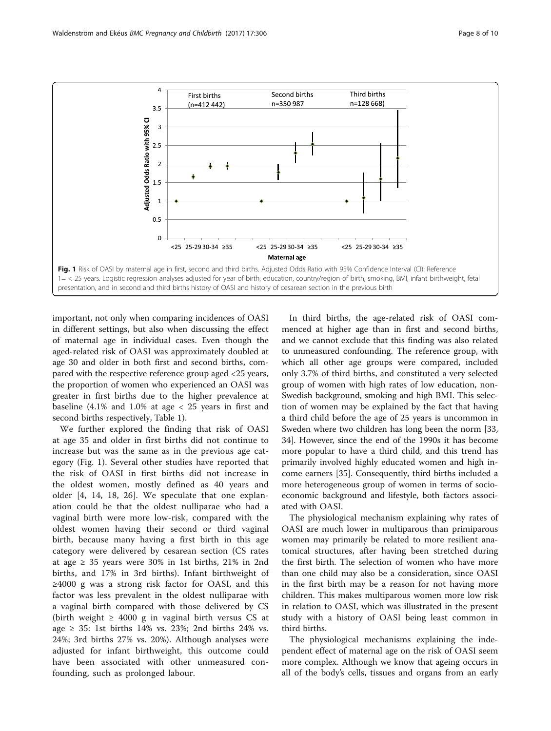**Fig. 1** Risk of OASI by maternal age in first, second and third births. Adjusted Odds Ratio with 95% Confidence Interval (CI): Reference 1= < 25 years. Logistic regression analyses adjusted for year of birth, education, country/region of birth, smoking, BMI, infant birthweight, fetal presentation, and in second and third births history of OASI and history of cesarean section in the previous birth

important, not only when comparing incidences of OASI in different settings, but also when discussing the effect of maternal age in individual cases. Even though the aged-related risk of OASI was approximately doubled at age 30 and older in both first and second births, compared with the respective reference group aged <25 years, the proportion of women who experienced an OASI was greater in first births due to the higher prevalence at baseline (4.1% and 1.0% at age < 25 years in first and second births respectively, Table 1).

We further explored the finding that risk of OASI at age 35 and older in first births did not continue to increase but was the same as in the previous age category (Fig. 1). Several other studies have reported that the risk of OASI in first births did not increase in the oldest women, mostly defined as 40 years and older [4, 14, 18, 26]. We speculate that one explanation could be that the oldest nulliparae who had a vaginal birth were more low-risk, compared with the oldest women having their second or third vaginal birth, because many having a first birth in this age category were delivered by cesarean section (CS rates at age ≥ 35 years were 30% in 1st births, 21% in 2nd births, and 17% in 3rd births). Infant birthweight of ≥4000 g was a strong risk factor for OASI, and this factor was less prevalent in the oldest nulliparae with a vaginal birth compared with those delivered by CS (birth weight ≥ 4000 g in vaginal birth versus CS at age ≥ 35: 1st births 14% vs. 23%; 2nd births 24% vs. 24%; 3rd births 27% vs. 20%). Although analyses were adjusted for infant birthweight, this outcome could have been associated with other unmeasured confounding, such as prolonged labour.

In third births, the age-related risk of OASI commenced at higher age than in first and second births, and we cannot exclude that this finding was also related to unmeasured confounding. The reference group, with which all other age groups were compared, included only 3.7% of third births, and constituted a very selected group of women with high rates of low education, non-Swedish background, smoking and high BMI. This selection of women may be explained by the fact that having a third child before the age of 25 years is uncommon in Sweden where two children has long been the norm [33, 34]. However, since the end of the 1990s it has become more popular to have a third child, and this trend has primarily involved highly educated women and high income earners [35]. Consequently, third births included a more heterogeneous group of women in terms of socioeconomic background and lifestyle, both factors associated with OASI.

The physiological mechanism explaining why rates of OASI are much lower in multiparous than primiparous women may primarily be related to more resilient anatomical structures, after having been stretched during the first birth. The selection of women who have more than one child may also be a consideration, since OASI in the first birth may be a reason for not having more children. This makes multiparous women more low risk in relation to OASI, which was illustrated in the present study with a history of OASI being least common in third births.

The physiological mechanisms explaining the independent effect of maternal age on the risk of OASI seem more complex. Although we know that ageing occurs in all of the body's cells, tissues and organs from an early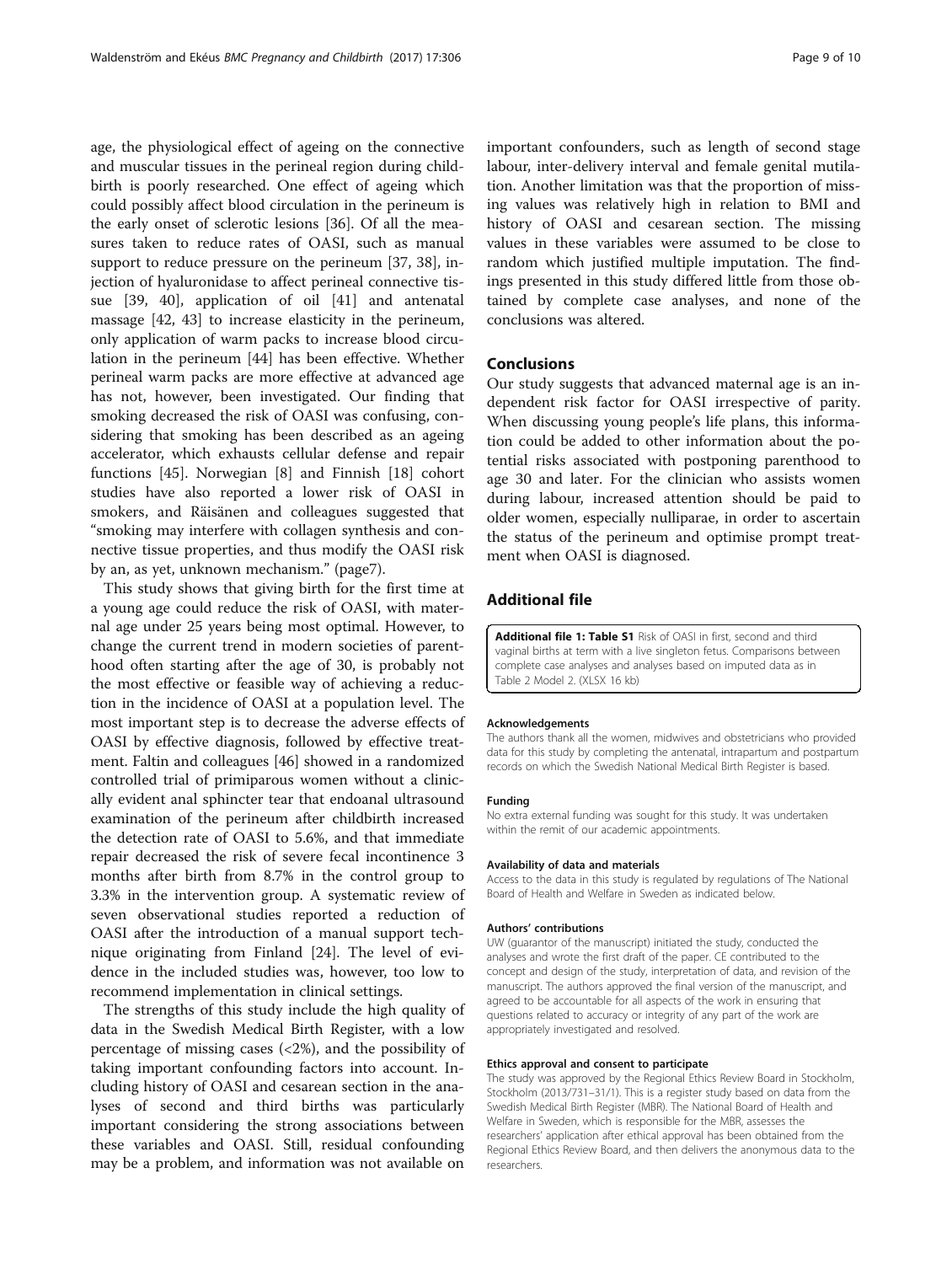age, the physiological effect of ageing on the connective and muscular tissues in the perineal region during childbirth is poorly researched. One effect of ageing which could possibly affect blood circulation in the perineum is the early onset of sclerotic lesions [36]. Of all the measures taken to reduce rates of OASI, such as manual support to reduce pressure on the perineum [37, 38], injection of hyaluronidase to affect perineal connective tissue [39, 40], application of oil [41] and antenatal massage [42, 43] to increase elasticity in the perineum, only application of warm packs to increase blood circulation in the perineum [44] has been effective. Whether perineal warm packs are more effective at advanced age has not, however, been investigated. Our finding that smoking decreased the risk of OASI was confusing, considering that smoking has been described as an ageing accelerator, which exhausts cellular defense and repair functions [45]. Norwegian [8] and Finnish [18] cohort studies have also reported a lower risk of OASI in smokers, and Räisänen and colleagues suggested that "smoking may interfere with collagen synthesis and connective tissue properties, and thus modify the OASI risk by an, as yet, unknown mechanism." (page7).

This study shows that giving birth for the first time at a young age could reduce the risk of OASI, with maternal age under 25 years being most optimal. However, to change the current trend in modern societies of parenthood often starting after the age of 30, is probably not the most effective or feasible way of achieving a reduction in the incidence of OASI at a population level. The most important step is to decrease the adverse effects of OASI by effective diagnosis, followed by effective treatment. Faltin and colleagues [46] showed in a randomized controlled trial of primiparous women without a clinically evident anal sphincter tear that endoanal ultrasound examination of the perineum after childbirth increased the detection rate of OASI to 5.6%, and that immediate repair decreased the risk of severe fecal incontinence 3 months after birth from 8.7% in the control group to 3.3% in the intervention group. A systematic review of seven observational studies reported a reduction of OASI after the introduction of a manual support technique originating from Finland [24]. The level of evidence in the included studies was, however, too low to recommend implementation in clinical settings.

The strengths of this study include the high quality of data in the Swedish Medical Birth Register, with a low percentage of missing cases (<2%), and the possibility of taking important confounding factors into account. Including history of OASI and cesarean section in the analyses of second and third births was particularly important considering the strong associations between these variables and OASI. Still, residual confounding may be a problem, and information was not available on important confounders, such as length of second stage labour, inter-delivery interval and female genital mutilation. Another limitation was that the proportion of missing values was relatively high in relation to BMI and history of OASI and cesarean section. The missing values in these variables were assumed to be close to random which justified multiple imputation. The findings presented in this study differed little from those obtained by complete case analyses, and none of the conclusions was altered.

## Conclusions

Our study suggests that advanced maternal age is an independent risk factor for OASI irrespective of parity. When discussing young people's life plans, this information could be added to other information about the potential risks associated with postponing parenthood to age 30 and later. For the clinician who assists women during labour, increased attention should be paid to older women, especially nulliparae, in order to ascertain the status of the perineum and optimise prompt treatment when OASI is diagnosed.

## Additional file

**Additional file 1: Table S1** Risk of OASI in first, second and third vaginal births at term with a live singleton fetus. Comparisons between complete case analyses and analyses based on imputed data as in Table 2 Model 2. (XLSX 16 kb)

#### Acknowledgements

The authors thank all the women, midwives and obstetricians who provided data for this study by completing the antenatal, intrapartum and postpartum records on which the Swedish National Medical Birth Register is based.

#### Funding

No extra external funding was sought for this study. It was undertaken within the remit of our academic appointments.

#### Availability of data and materials

Access to the data in this study is regulated by regulations of The National Board of Health and Welfare in Sweden as indicated below.

#### Authors' contributions

UW (guarantor of the manuscript) initiated the study, conducted the analyses and wrote the first draft of the paper. CE contributed to the concept and design of the study, interpretation of data, and revision of the manuscript. The authors approved the final version of the manuscript, and agreed to be accountable for all aspects of the work in ensuring that questions related to accuracy or integrity of any part of the work are appropriately investigated and resolved.

#### Ethics approval and consent to participate

The study was approved by the Regional Ethics Review Board in Stockholm, Stockholm (2013/731–31/1). This is a register study based on data from the Swedish Medical Birth Register (MBR). The National Board of Health and Welfare in Sweden, which is responsible for the MBR, assesses the researchers' application after ethical approval has been obtained from the Regional Ethics Review Board, and then delivers the anonymous data to the researchers.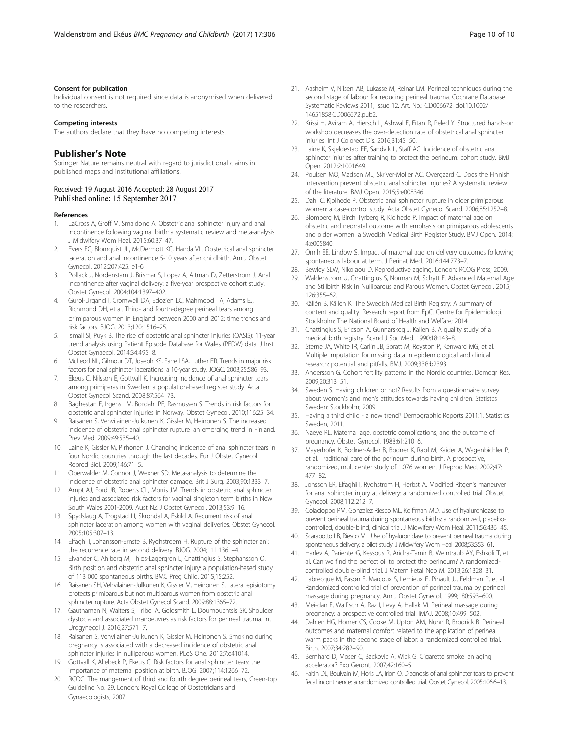### Consent for publication

Individual consent is not required since data is anonymised when delivered to the researchers.

### Competing interests

The authors declare that they have no competing interests.

## Publisher's Note

Springer Nature remains neutral with regard to jurisdictional claims in published maps and institutional affiliations.

Received: 19 August 2016 Accepted: 28 August 2017
Published online: 15 September 2017

### References

1. LaCross A, Groff M, Smaldone A. Obstetric anal sphincter injury and anal incontinence following vaginal birth: a systematic review and meta-analysis. J Midwifery Wom Heal. 2015;60:37–47.
2. Evers EC, Blomquist JL, McDermott KC, Handa VL. Obstetrical anal sphincter laceration and anal incontinence 5-10 years after childbirth. Am J Obstet Gynecol. 2012;207:425. e1-6
3. Pollack J, Nordenstam J, Brismar S, Lopez A, Altman D, Zetterstrom J. Anal incontinence after vaginal delivery: a five-year prospective cohort study. Obstet Gynecol. 2004;104:1397–402.
4. Gurol-Urganci I, Cromwell DA, Edozien LC, Mahmood TA, Adams EJ, Richmond DH, et al. Third- and fourth-degree perineal tears among primiparous women in England between 2000 and 2012: time trends and risk factors. BJOG. 2013;120:1516–25.
5. Ismail SI, Puyk B. The rise of obstetric anal sphincter injuries (OASIS): 11-year trend analysis using Patient Episode Database for Wales (PEDW) data. J Inst Obstet Gynaecol. 2014;34:495–8.
6. McLeod NL, Gilmour DT, Joseph KS, Farrell SA, Luther ER. Trends in major risk factors for anal sphincter lacerations: a 10-year study. JOGC. 2003;25:586–93.
7. Ekeus C, Nilsson E, Gottvall K. Increasing incidence of anal sphincter tears among primiparas in Sweden: a population-based register study. Acta Obstet Gynecol Scand. 2008;87:564–73.
8. Baghestan E, Irgens LM, Bordahl PE, Rasmussen S. Trends in risk factors for obstetric anal sphincter injuries in Norway. Obstet Gynecol. 2010;116:25–34.
9. Raisanen S, Vehvilainen-Julkunen K, Gissler M, Heinonen S. The increased incidence of obstetric anal sphincter rupture–an emerging trend in Finland. Prev Med. 2009;49:535–40.
10. Laine K, Gissler M, Pirhonen J. Changing incidence of anal sphincter tears in four Nordic countries through the last decades. Eur J Obstet Gynecol Reprod Biol. 2009;146:71–5.
11. Oberwalder M, Connor J, Wexner SD. Meta-analysis to determine the incidence of obstetric anal sphincter damage. Brit J Surg. 2003;90:1333–7.
12. Ampt AJ, Ford JB, Roberts CL, Morris JM. Trends in obstetric anal sphincter injuries and associated risk factors for vaginal singleton term births in New South Wales 2001-2009. Aust NZ J Obstet Gynecol. 2013;53:9–16.
13. Spydslaug A, Trogstad LI, Skrondal A, Eskild A. Recurrent risk of anal sphincter laceration among women with vaginal deliveries. Obstet Gynecol. 2005;105:307–13.
14. Elfaghi I, Johansson-Ernste B, Rydhstroem H. Rupture of the sphincter ani: the recurrence rate in second delivery. BJOG. 2004;111:1361–4.
15. Elvander C, Ahlberg M, Thies-Lagergren L, Cnattingius S, Stephansson O. Birth position and obstetric anal sphincter injury: a population-based study of 113 000 spontaneous births. BMC Preg Child. 2015;15:252.
16. Raisanen SH, Vehvilainen-Julkunen K, Gissler M, Heinonen S. Lateral episiotomy protects primiparous but not multiparous women from obstetric anal sphincter rupture. Acta Obstet Gynecol Scand. 2009;88:1365–72.
17. Gauthaman N, Walters S, Tribe IA, Goldsmith L, Doumouchtsis SK. Shoulder dystocia and associated manoeuvres as risk factors for perineal trauma. Int Urogynecol J. 2016;27:571–7.
18. Raisanen S, Vehvilainen-Julkunen K, Gissler M, Heinonen S. Smoking during pregnancy is associated with a decreased incidence of obstetric anal sphincter injuries in nulliparous women. PLoS One. 2012;7:e41014.
19. Gottvall K, Allebeck P, Ekeus C. Risk factors for anal sphincter tears: the importance of maternal position at birth. BJOG. 2007;114:1266–72.
20. RCOG. The mangement of third and fourth degree perineal tears, Green-top Guideline No. 29. London: Royal College of Obstetricians and Gynaecologists, 2007.
21. Aasheim V, Nilsen AB, Lukasse M, Reinar LM. Perineal techniques during the second stage of labour for reducing perineal trauma. Cochrane Database Systematic Reviews 2011, Issue 12. Art. No.: CD006672. doi:10.1002/14651858.CD006672.pub2.
22. Krissi H, Aviram A, Hiersch L, Ashwal E, Eitan R, Peled Y. Structured hands-on workshop decreases the over-detection rate of obstetrical anal sphincter injuries. Int J Colorect Dis. 2016;31:45–50.
23. Laine K, Skjeldestad FE, Sandvik L, Staff AC. Incidence of obstetric anal sphincter injuries after training to protect the perineum: cohort study. BMJ Open. 2012;2:1001649.
24. Poulsen MO, Madsen ML, Skriver-Moller AC, Overgaard C. Does the Finnish intervention prevent obstetric anal sphincter injuries? A systematic review of the literature. BMJ Open. 2015;5:e008346.
25. Dahl C, Kjolhede P. Obstetric anal sphincter rupture in older primiparous women: a case-control study. Acta Obstet Gynecol Scand. 2006;85:1252–8.
26. Blomberg M, Birch Tyrberg R, Kjolhede P. Impact of maternal age on obstetric and neonatal outcome with emphasis on primiparous adolescents and older women: a Swedish Medical Birth Register Study. BMJ Open. 2014;4:e005840.
27. Omih EE, Lindow S. Impact of maternal age on delivery outcomes following spontaneous labour at term. J Perinat Med. 2016;144:773–7.
28. Bewley SLW, Nikolaou D. Reproductive ageing. London: RCOG Press; 2009.
29. Waldenstrom U, Cnattingius S, Norman M, Schytt E. Advanced Maternal Age and Stillbirth Risk in Nulliparous and Parous Women. Obstet Gynecol. 2015;126:355–62.
30. Källén B, Källén K. The Swedish Medical Birth Registry: A summary of content and quality. Research report from EpC. Centre for Epidemiologi. Stockholm: The National Board of Health and Welfare; 2014.
31. Cnattingius S, Ericson A, Gunnarskog J, Kallen B. A quality study of a medical birth registry. Scand J Soc Med. 1990;18:143–8.
32. Sterne JA, White IR, Carlin JB, Spratt M, Royston P, Kenward MG, et al. Multiple imputation for missing data in epidemiological and clinical research: potential and pitfalls. BMJ. 2009;338:b2393.
33. Andersson G. Cohort fertility patterns in the Nordic countries. Demogr Res. 2009;20:313–51.
34. Sweden S. Having children or not? Results from a questionnaire survey about women's and men's attitudes towards having children. Statistcs Sweden: Stockholm; 2009.
35. Having a third child - a new trend? Demographic Reports 2011:1, Statistics Sweden, 2011.
36. Naeye RL. Maternal age, obstetric complications, and the outcome of pregnancy. Obstet Gynecol. 1983;61:210–6.
37. Mayerhofer K, Bodner-Adler B, Bodner K, Rabl M, Kaider A, Wagenbichler P, et al. Traditional care of the perineum during birth. A prospective, randomized, multicenter study of 1,076 women. J Reprod Med. 2002;47:477–82.
38. Jonsson ER, Elfaghi I, Rydhstrom H, Herbst A. Modified Ritgen's maneuver for anal sphincter injury at delivery: a randomized controlled trial. Obstet Gynecol. 2008;112:212–7.
39. Colacioppo PM, Gonzalez Riesco ML, Koiffman MD. Use of hyaluronidase to prevent perineal trauma during spontaneous births: a randomized, placebo-controlled, double-blind, clinical trial. J Midwifery Wom Heal. 2011;56:436–45.
40. Scarabotto LB, Riesco ML. Use of hyaluronidase to prevent perineal trauma during spontaneous delivery: a pilot study. J Midwifery Wom Heal. 2008;53:353–61.
41. Harlev A, Pariente G, Kessous R, Aricha-Tamir B, Weintraub AY, Eshkoli T, et al. Can we find the perfect oil to protect the perineum? A randomized-controlled double-blind trial. J Matern Fetal Neo M. 2013;26:1328–31.
42. Labrecque M, Eason E, Marcoux S, Lemieux F, Pinault JJ, Feldman P, et al. Randomized controlled trial of prevention of perineal trauma by perineal massage during pregnancy. Am J Obstet Gynecol. 1999;180:593–600.
43. Mei-dan E, Walfisch A, Raz I, Levy A, Hallak M. Perineal massage during pregnancy: a prospective controlled trial. IMAJ. 2008;10:499–502.
44. Dahlen HG, Homer CS, Cooke M, Upton AM, Nunn R, Brodrick B. Perineal outcomes and maternal comfort related to the application of perineal warm packs in the second stage of labor: a randomized controlled trial. Birth. 2007;34:282–90.
45. Bernhard D, Moser C, Backovic A, Wick G. Cigarette smoke–an aging accelerator? Exp Geront. 2007;42:160–5.
46. Faltin DL, Boulvain M, Floris LA, Irion O. Diagnosis of anal sphincter tears to prevent fecal incontinence: a randomized controlled trial. Obstet Gynecol. 2005;106:6–13.